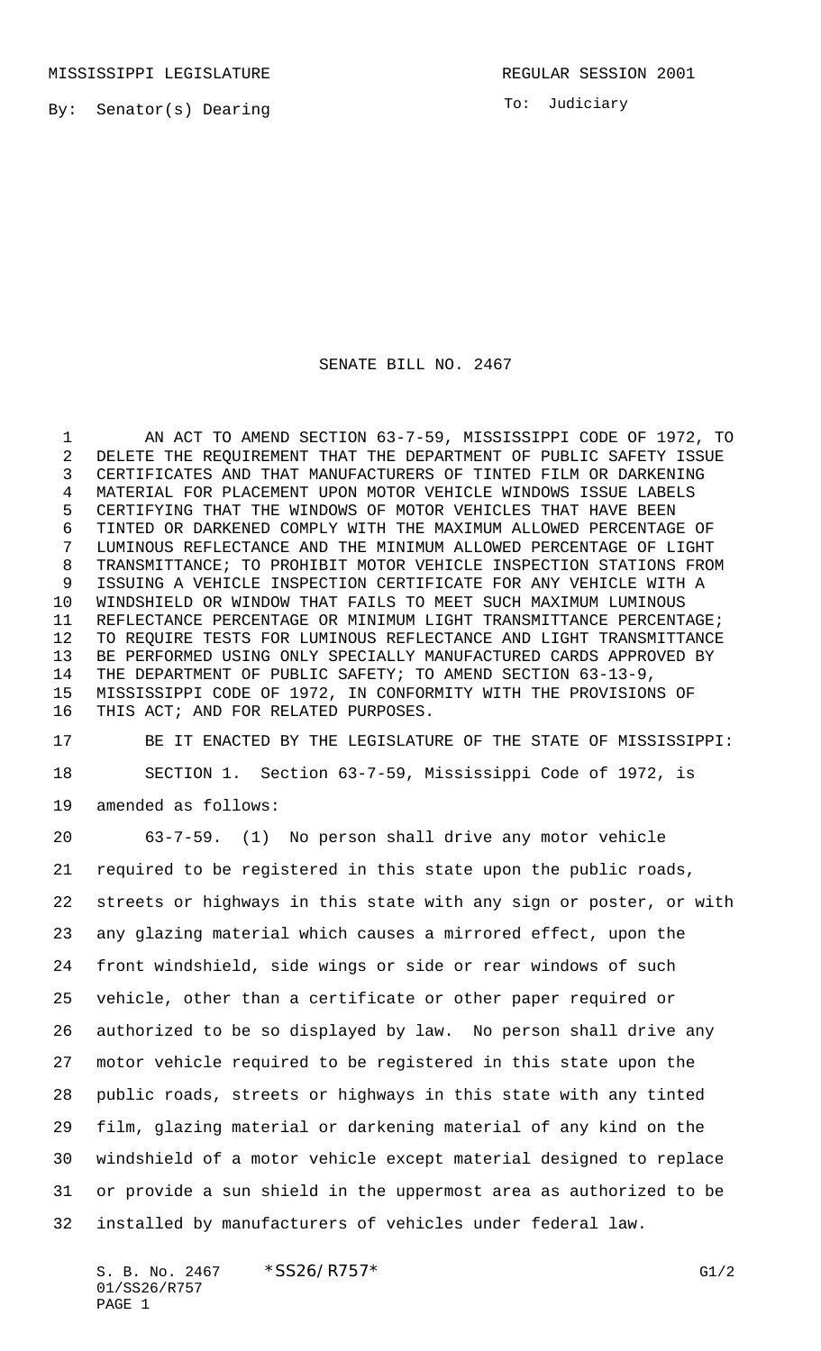MISSISSIPPI LEGISLATURE REGULAR SESSION 2001

By: Senator(s) Dearing

To: Judiciary

# SENATE BILL NO. 2467

AN ACT TO AMEND SECTION 63-7-59, MISSISSIPPI CODE OF 1972, TO DELETE THE REQUIREMENT THAT THE DEPARTMENT OF PUBLIC SAFETY ISSUE CERTIFICATES AND THAT MANUFACTURERS OF TINTED FILM OR DARKENING MATERIAL FOR PLACEMENT UPON MOTOR VEHICLE WINDOWS ISSUE LABELS CERTIFYING THAT THE WINDOWS OF MOTOR VEHICLES THAT HAVE BEEN TINTED OR DARKENED COMPLY WITH THE MAXIMUM ALLOWED PERCENTAGE OF LUMINOUS REFLECTANCE AND THE MINIMUM ALLOWED PERCENTAGE OF LIGHT TRANSMITTANCE; TO PROHIBIT MOTOR VEHICLE INSPECTION STATIONS FROM ISSUING A VEHICLE INSPECTION CERTIFICATE FOR ANY VEHICLE WITH A WINDSHIELD OR WINDOW THAT FAILS TO MEET SUCH MAXIMUM LUMINOUS REFLECTANCE PERCENTAGE OR MINIMUM LIGHT TRANSMITTANCE PERCENTAGE; TO REQUIRE TESTS FOR LUMINOUS REFLECTANCE AND LIGHT TRANSMITTANCE BE PERFORMED USING ONLY SPECIALLY MANUFACTURED CARDS APPROVED BY THE DEPARTMENT OF PUBLIC SAFETY; TO AMEND SECTION 63-13-9, MISSISSIPPI CODE OF 1972, IN CONFORMITY WITH THE PROVISIONS OF THIS ACT; AND FOR RELATED PURPOSES.

BE IT ENACTED BY THE LEGISLATURE OF THE STATE OF MISSISSIPPI:

SECTION 1. Section 63-7-59, Mississippi Code of 1972, is amended as follows:

63-7-59. (1) No person shall drive any motor vehicle required to be registered in this state upon the public roads, streets or highways in this state with any sign or poster, or with any glazing material which causes a mirrored effect, upon the front windshield, side wings or side or rear windows of such vehicle, other than a certificate or other paper required or authorized to be so displayed by law. No person shall drive any motor vehicle required to be registered in this state upon the public roads, streets or highways in this state with any tinted film, glazing material or darkening material of any kind on the windshield of a motor vehicle except material designed to replace or provide a sun shield in the uppermost area as authorized to be installed by manufacturers of vehicles under federal law.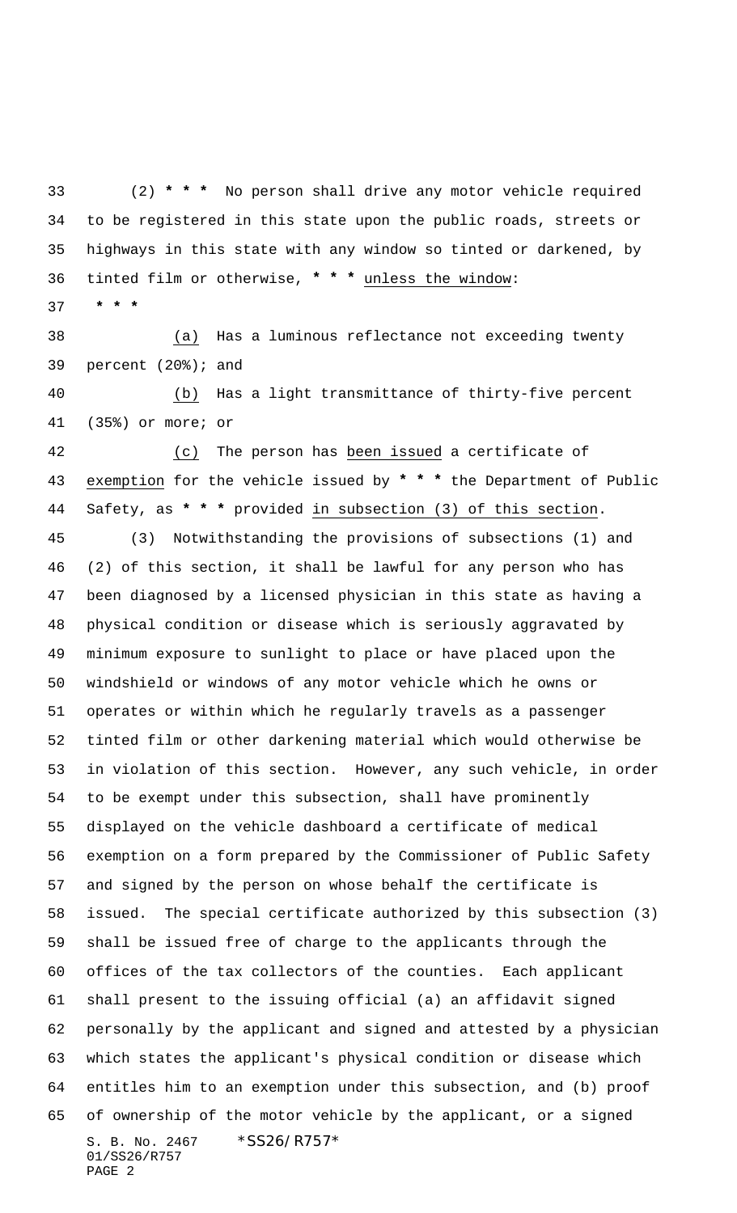(2) **\* \* \*** No person shall drive any motor vehicle required to be registered in this state upon the public roads, streets or highways in this state with any window so tinted or darkened, by tinted film or otherwise, **\* \* \*** <u>unless the window</u>:

**\* \* \***

<u>(a)</u> Has a luminous reflectance not exceeding twenty percent (20%); and

<u>(b)</u> Has a light transmittance of thirty-five percent (35%) or more; or

<u>(c)</u> The person has <u>been issued</u> a certificate of <u>exemption</u> for the vehicle issued by **\* \* \*** the Department of Public Safety, as **\* \* \*** provided <u>in subsection (3) of this section</u>.

(3) Notwithstanding the provisions of subsections (1) and (2) of this section, it shall be lawful for any person who has been diagnosed by a licensed physician in this state as having a physical condition or disease which is seriously aggravated by minimum exposure to sunlight to place or have placed upon the windshield or windows of any motor vehicle which he owns or operates or within which he regularly travels as a passenger tinted film or other darkening material which would otherwise be in violation of this section. However, any such vehicle, in order to be exempt under this subsection, shall have prominently displayed on the vehicle dashboard a certificate of medical exemption on a form prepared by the Commissioner of Public Safety and signed by the person on whose behalf the certificate is issued. The special certificate authorized by this subsection (3) shall be issued free of charge to the applicants through the offices of the tax collectors of the counties. Each applicant shall present to the issuing official (a) an affidavit signed personally by the applicant and signed and attested by a physician which states the applicant's physical condition or disease which entitles him to an exemption under this subsection, and (b) proof of ownership of the motor vehicle by the applicant, or a signed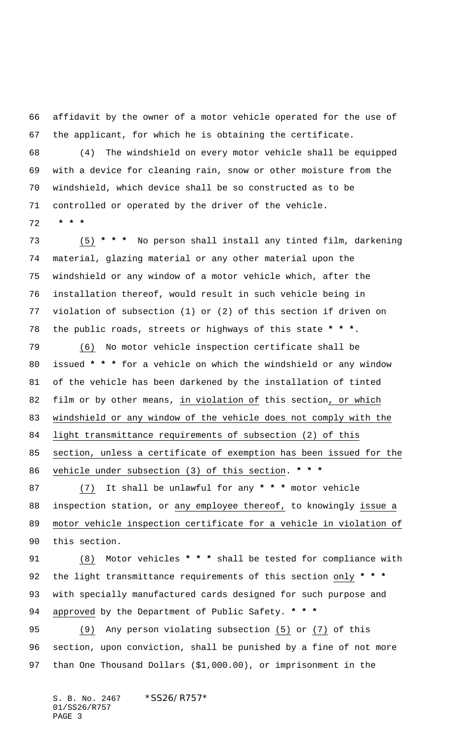affidavit by the owner of a motor vehicle operated for the use of the applicant, for which he is obtaining the certificate.

(4) The windshield on every motor vehicle shall be equipped with a device for cleaning rain, snow or other moisture from the windshield, which device shall be so constructed as to be controlled or operated by the driver of the vehicle.

* * *

(5) * * * No person shall install any tinted film, darkening material, glazing material or any other material upon the windshield or any window of a motor vehicle which, after the installation thereof, would result in such vehicle being in violation of subsection (1) or (2) of this section if driven on the public roads, streets or highways of this state * * *.

(6) No motor vehicle inspection certificate shall be issued * * * for a vehicle on which the windshield or any window of the vehicle has been darkened by the installation of tinted film or by other means, in violation of this section, or which windshield or any window of the vehicle does not comply with the light transmittance requirements of subsection (2) of this section, unless a certificate of exemption has been issued for the vehicle under subsection (3) of this section. * * *

(7) It shall be unlawful for any * * * motor vehicle inspection station, or any employee thereof, to knowingly issue a motor vehicle inspection certificate for a vehicle in violation of this section.

(8) Motor vehicles * * * shall be tested for compliance with the light transmittance requirements of this section only * * * with specially manufactured cards designed for such purpose and approved by the Department of Public Safety. * * *

(9) Any person violating subsection (5) or (7) of this section, upon conviction, shall be punished by a fine of not more than One Thousand Dollars ($1,000.00), or imprisonment in the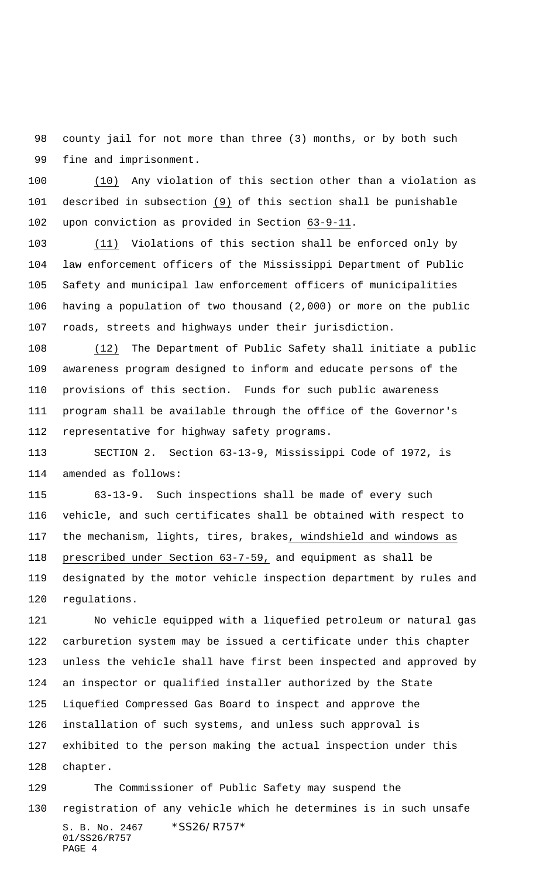county jail for not more than three (3) months, or by both such fine and imprisonment.

(10) Any violation of this section other than a violation as described in subsection (9) of this section shall be punishable upon conviction as provided in Section 63-9-11.

(11) Violations of this section shall be enforced only by law enforcement officers of the Mississippi Department of Public Safety and municipal law enforcement officers of municipalities having a population of two thousand (2,000) or more on the public roads, streets and highways under their jurisdiction.

(12) The Department of Public Safety shall initiate a public awareness program designed to inform and educate persons of the provisions of this section. Funds for such public awareness program shall be available through the office of the Governor's representative for highway safety programs.

SECTION 2. Section 63-13-9, Mississippi Code of 1972, is amended as follows:

63-13-9. Such inspections shall be made of every such vehicle, and such certificates shall be obtained with respect to the mechanism, lights, tires, brakes, windshield and windows as prescribed under Section 63-7-59, and equipment as shall be designated by the motor vehicle inspection department by rules and regulations.

No vehicle equipped with a liquefied petroleum or natural gas carburetion system may be issued a certificate under this chapter unless the vehicle shall have first been inspected and approved by an inspector or qualified installer authorized by the State Liquefied Compressed Gas Board to inspect and approve the installation of such systems, and unless such approval is exhibited to the person making the actual inspection under this chapter.

The Commissioner of Public Safety may suspend the registration of any vehicle which he determines is in such unsafe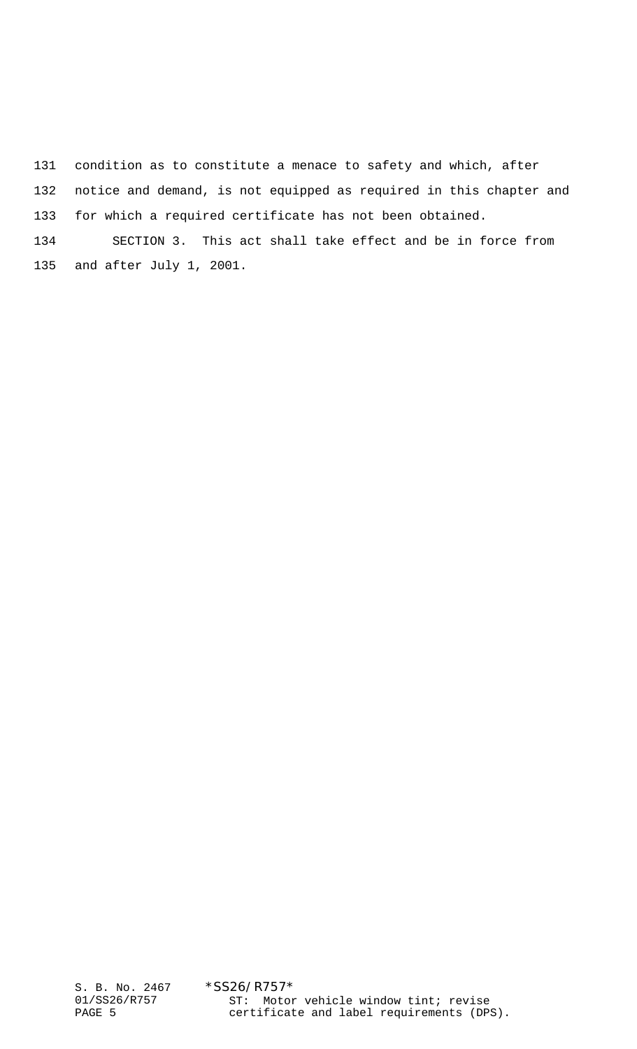131 condition as to constitute a menace to safety and which, after
132 notice and demand, is not equipped as required in this chapter and
133 for which a required certificate has not been obtained.
134 SECTION 3. This act shall take effect and be in force from
135 and after July 1, 2001.